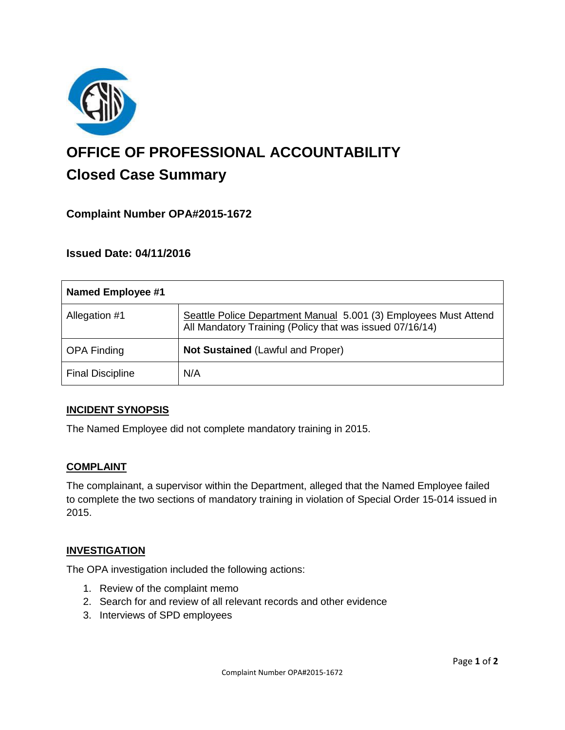# OFFICE OF PROFESSIONAL ACCOUNTABILITY

## Closed Case Summary

### Complaint Number OPA#2015-1672

### Issued Date: 04/11/2016

| Named Employee #1 | |
|---|---|
| Allegation #1 | Seattle Police Department Manual 5.001 (3) Employees Must Attend All Mandatory Training (Policy that was issued 07/16/14) |
| OPA Finding | **Not Sustained** (Lawful and Proper) |
| Final Discipline | N/A |

**INCIDENT SYNOPSIS**

The Named Employee did not complete mandatory training in 2015.

**COMPLAINT**

The complainant, a supervisor within the Department, alleged that the Named Employee failed to complete the two sections of mandatory training in violation of Special Order 15-014 issued in 2015.

**INVESTIGATION**

The OPA investigation included the following actions:

1. Review of the complaint memo
2. Search for and review of all relevant records and other evidence
3. Interviews of SPD employees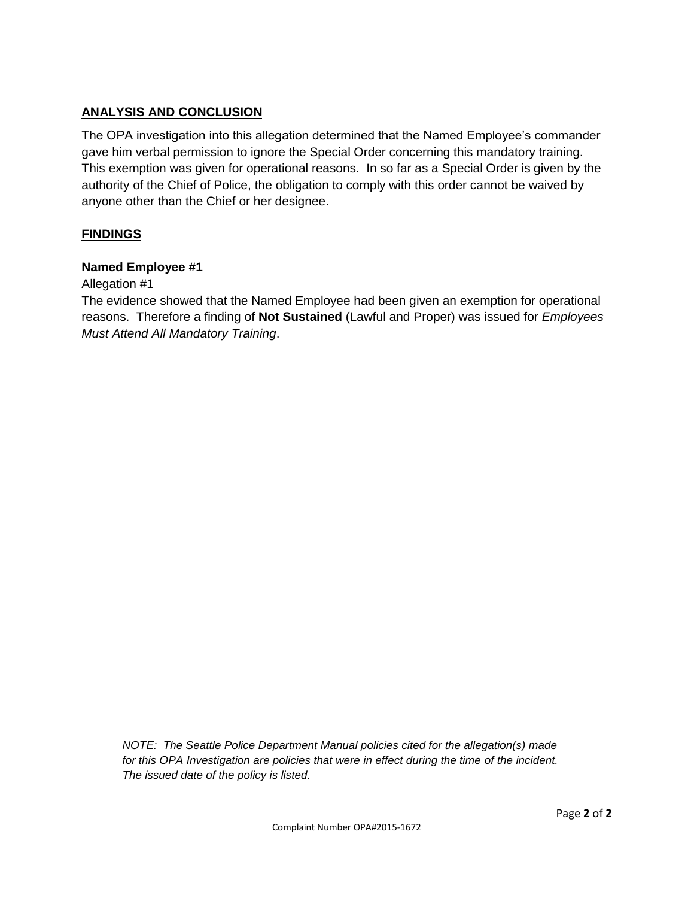## ANALYSIS AND CONCLUSION

The OPA investigation into this allegation determined that the Named Employee's commander gave him verbal permission to ignore the Special Order concerning this mandatory training. This exemption was given for operational reasons. In so far as a Special Order is given by the authority of the Chief of Police, the obligation to comply with this order cannot be waived by anyone other than the Chief or her designee.

## FINDINGS

### Named Employee #1

Allegation #1

The evidence showed that the Named Employee had been given an exemption for operational reasons. Therefore a finding of **Not Sustained** (Lawful and Proper) was issued for *Employees Must Attend All Mandatory Training*.

*NOTE: The Seattle Police Department Manual policies cited for the allegation(s) made for this OPA Investigation are policies that were in effect during the time of the incident. The issued date of the policy is listed.*

Complaint Number OPA#2015-1672